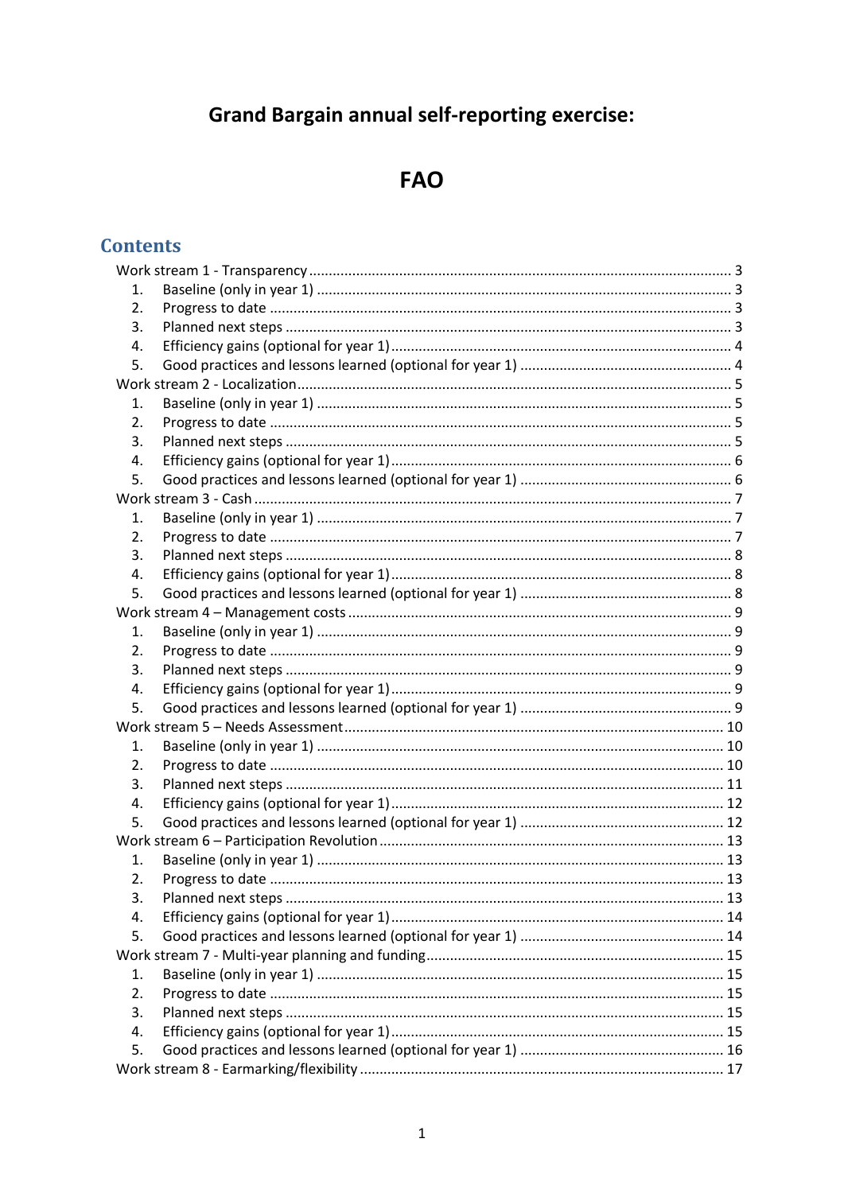# Grand Bargain annual self-reporting exercise:

# FAO

## Contents

- Work stream 1 - Transparency ... 3
  1. Baseline (only in year 1) ... 3
  2. Progress to date ... 3
  3. Planned next steps ... 3
  4. Efficiency gains (optional for year 1) ... 4
  5. Good practices and lessons learned (optional for year 1) ... 4
- Work stream 2 - Localization ... 5
  1. Baseline (only in year 1) ... 5
  2. Progress to date ... 5
  3. Planned next steps ... 5
  4. Efficiency gains (optional for year 1) ... 6
  5. Good practices and lessons learned (optional for year 1) ... 6
- Work stream 3 - Cash ... 7
  1. Baseline (only in year 1) ... 7
  2. Progress to date ... 7
  3. Planned next steps ... 8
  4. Efficiency gains (optional for year 1) ... 8
  5. Good practices and lessons learned (optional for year 1) ... 8
- Work stream 4 – Management costs ... 9
  1. Baseline (only in year 1) ... 9
  2. Progress to date ... 9
  3. Planned next steps ... 9
  4. Efficiency gains (optional for year 1) ... 9
  5. Good practices and lessons learned (optional for year 1) ... 9
- Work stream 5 – Needs Assessment ... 10
  1. Baseline (only in year 1) ... 10
  2. Progress to date ... 10
  3. Planned next steps ... 11
  4. Efficiency gains (optional for year 1) ... 12
  5. Good practices and lessons learned (optional for year 1) ... 12
- Work stream 6 – Participation Revolution ... 13
  1. Baseline (only in year 1) ... 13
  2. Progress to date ... 13
  3. Planned next steps ... 13
  4. Efficiency gains (optional for year 1) ... 14
  5. Good practices and lessons learned (optional for year 1) ... 14
- Work stream 7 - Multi-year planning and funding ... 15
  1. Baseline (only in year 1) ... 15
  2. Progress to date ... 15
  3. Planned next steps ... 15
  4. Efficiency gains (optional for year 1) ... 15
  5. Good practices and lessons learned (optional for year 1) ... 16
- Work stream 8 - Earmarking/flexibility ... 17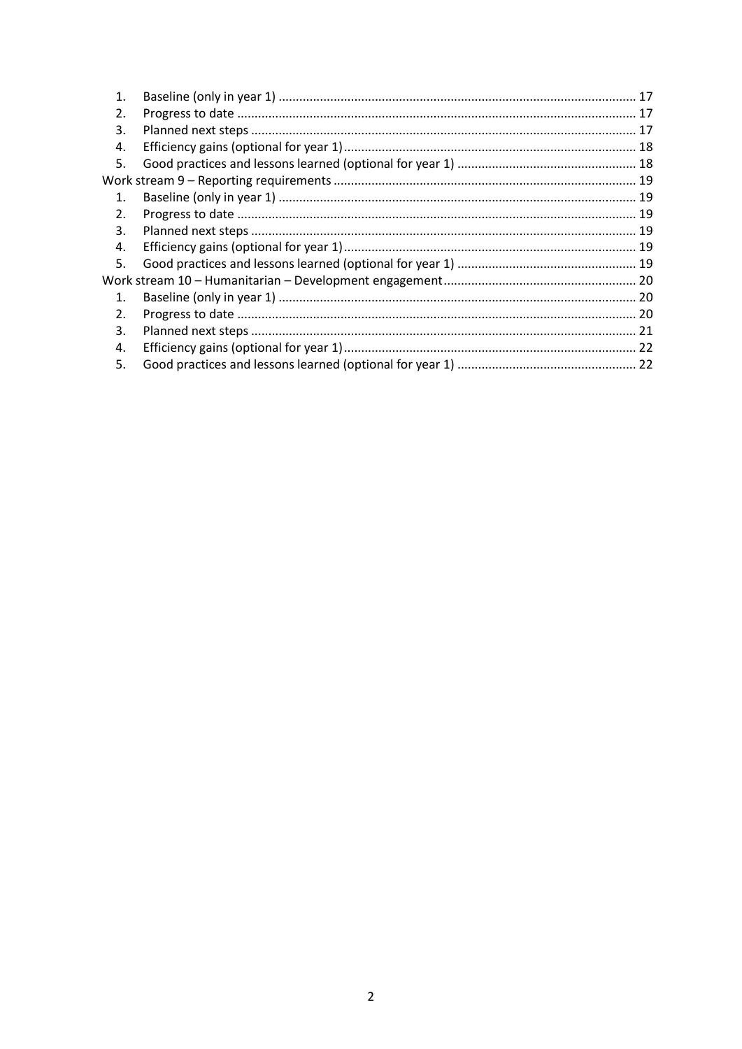1. Baseline (only in year 1) ........................................................................................................ 17
2. Progress to date ..................................................................................................................... 17
3. Planned next steps ................................................................................................................. 17
4. Efficiency gains (optional for year 1) ..................................................................................... 18
5. Good practices and lessons learned (optional for year 1) ..................................................... 18

Work stream 9 – Reporting requirements ........................................................................................ 19

1. Baseline (only in year 1) ........................................................................................................ 19
2. Progress to date ..................................................................................................................... 19
3. Planned next steps ................................................................................................................. 19
4. Efficiency gains (optional for year 1) ..................................................................................... 19
5. Good practices and lessons learned (optional for year 1) ..................................................... 19

Work stream 10 – Humanitarian – Development engagement ........................................................ 20

1. Baseline (only in year 1) ........................................................................................................ 20
2. Progress to date ..................................................................................................................... 20
3. Planned next steps ................................................................................................................. 21
4. Efficiency gains (optional for year 1) ..................................................................................... 22
5. Good practices and lessons learned (optional for year 1) ..................................................... 22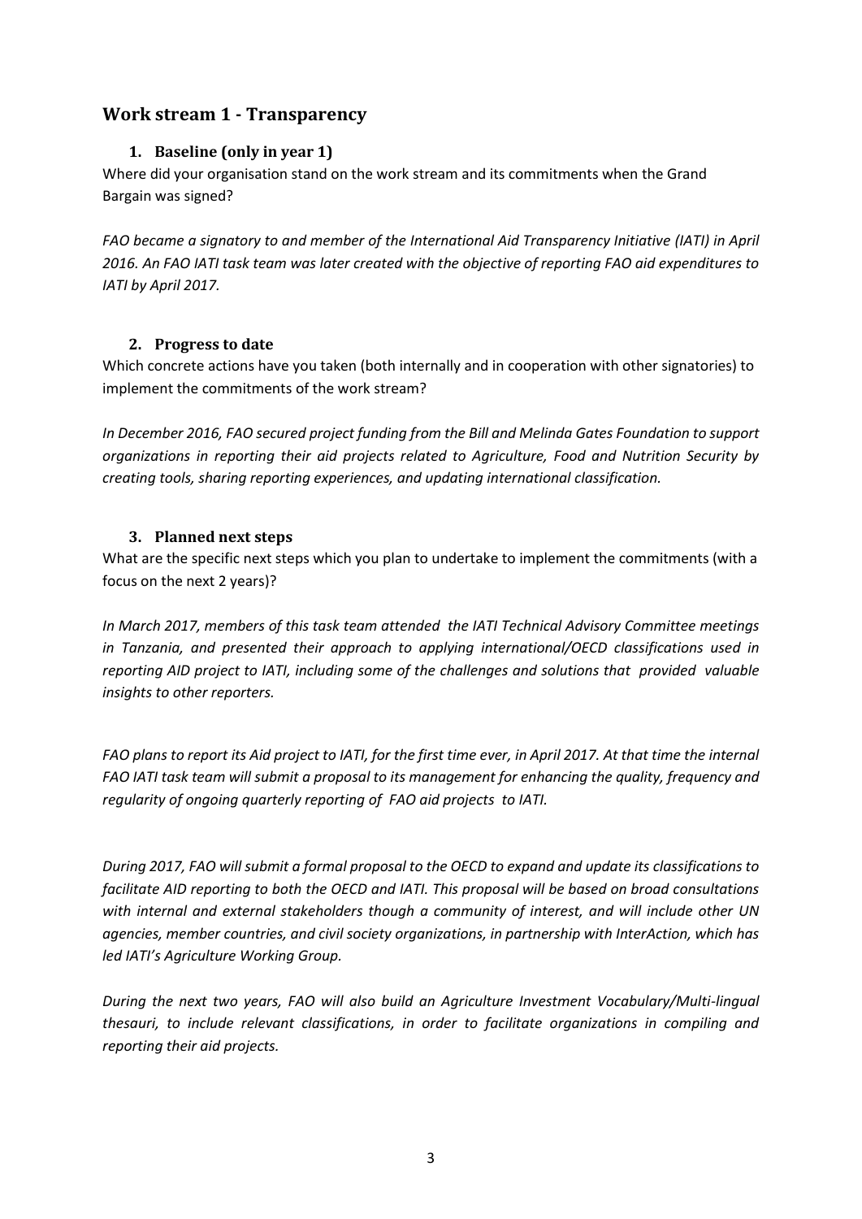## Work stream 1 - Transparency

### 1. Baseline (only in year 1)

Where did your organisation stand on the work stream and its commitments when the Grand Bargain was signed?

*FAO became a signatory to and member of the International Aid Transparency Initiative (IATI) in April 2016. An FAO IATI task team was later created with the objective of reporting FAO aid expenditures to IATI by April 2017.*

### 2. Progress to date

Which concrete actions have you taken (both internally and in cooperation with other signatories) to implement the commitments of the work stream?

*In December 2016, FAO secured project funding from the Bill and Melinda Gates Foundation to support organizations in reporting their aid projects related to Agriculture, Food and Nutrition Security by creating tools, sharing reporting experiences, and updating international classification.*

### 3. Planned next steps

What are the specific next steps which you plan to undertake to implement the commitments (with a focus on the next 2 years)?

*In March 2017, members of this task team attended the IATI Technical Advisory Committee meetings in Tanzania, and presented their approach to applying international/OECD classifications used in reporting AID project to IATI, including some of the challenges and solutions that provided valuable insights to other reporters.*

*FAO plans to report its Aid project to IATI, for the first time ever, in April 2017. At that time the internal FAO IATI task team will submit a proposal to its management for enhancing the quality, frequency and regularity of ongoing quarterly reporting of FAO aid projects to IATI.*

*During 2017, FAO will submit a formal proposal to the OECD to expand and update its classifications to facilitate AID reporting to both the OECD and IATI. This proposal will be based on broad consultations with internal and external stakeholders though a community of interest, and will include other UN agencies, member countries, and civil society organizations, in partnership with InterAction, which has led IATI's Agriculture Working Group.*

*During the next two years, FAO will also build an Agriculture Investment Vocabulary/Multi-lingual thesauri, to include relevant classifications, in order to facilitate organizations in compiling and reporting their aid projects.*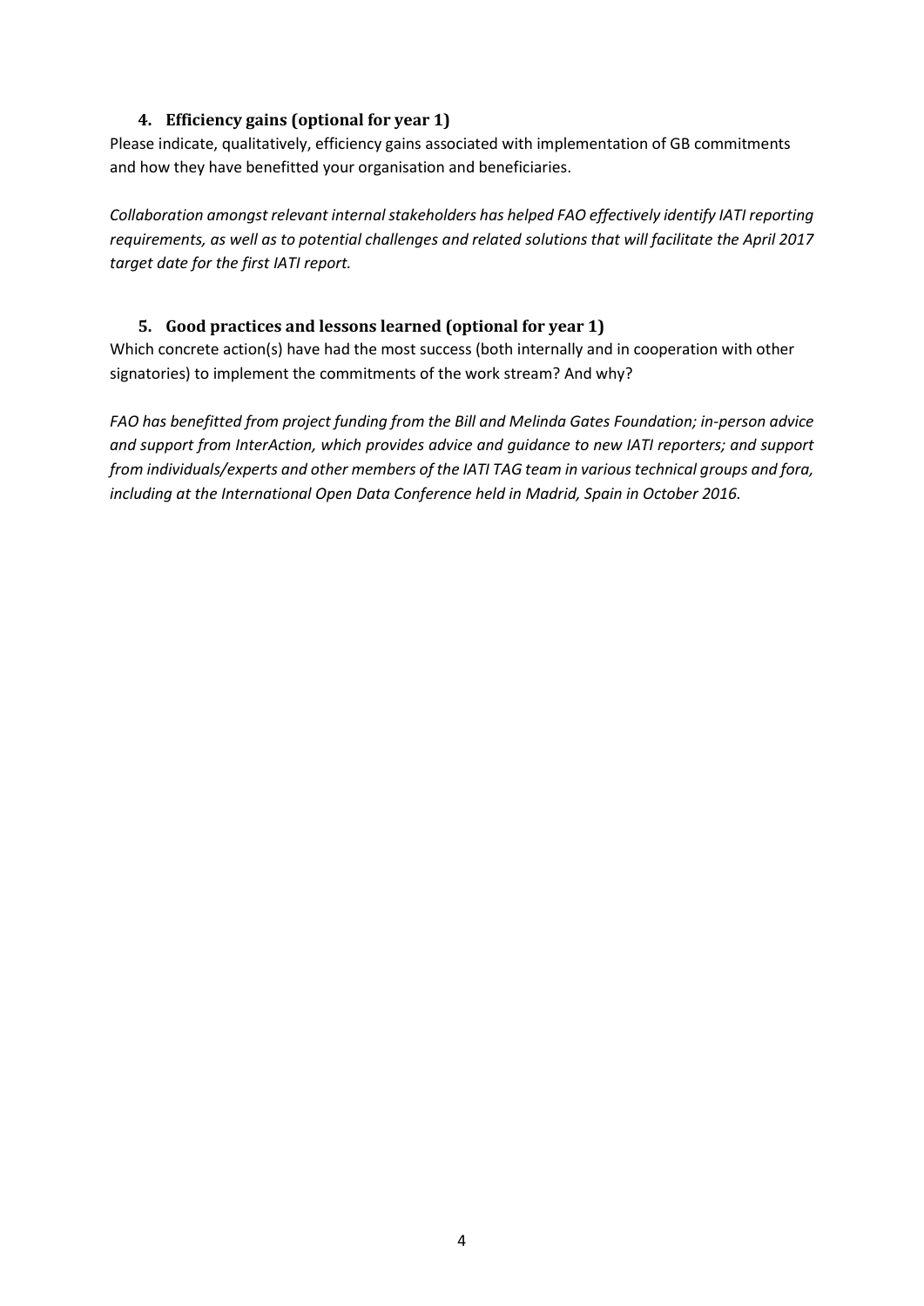### 4. Efficiency gains (optional for year 1)

Please indicate, qualitatively, efficiency gains associated with implementation of GB commitments and how they have benefitted your organisation and beneficiaries.

*Collaboration amongst relevant internal stakeholders has helped FAO effectively identify IATI reporting requirements, as well as to potential challenges and related solutions that will facilitate the April 2017 target date for the first IATI report.*

### 5. Good practices and lessons learned (optional for year 1)

Which concrete action(s) have had the most success (both internally and in cooperation with other signatories) to implement the commitments of the work stream? And why?

*FAO has benefitted from project funding from the Bill and Melinda Gates Foundation; in-person advice and support from InterAction, which provides advice and guidance to new IATI reporters; and support from individuals/experts and other members of the IATI TAG team in various technical groups and fora, including at the International Open Data Conference held in Madrid, Spain in October 2016.*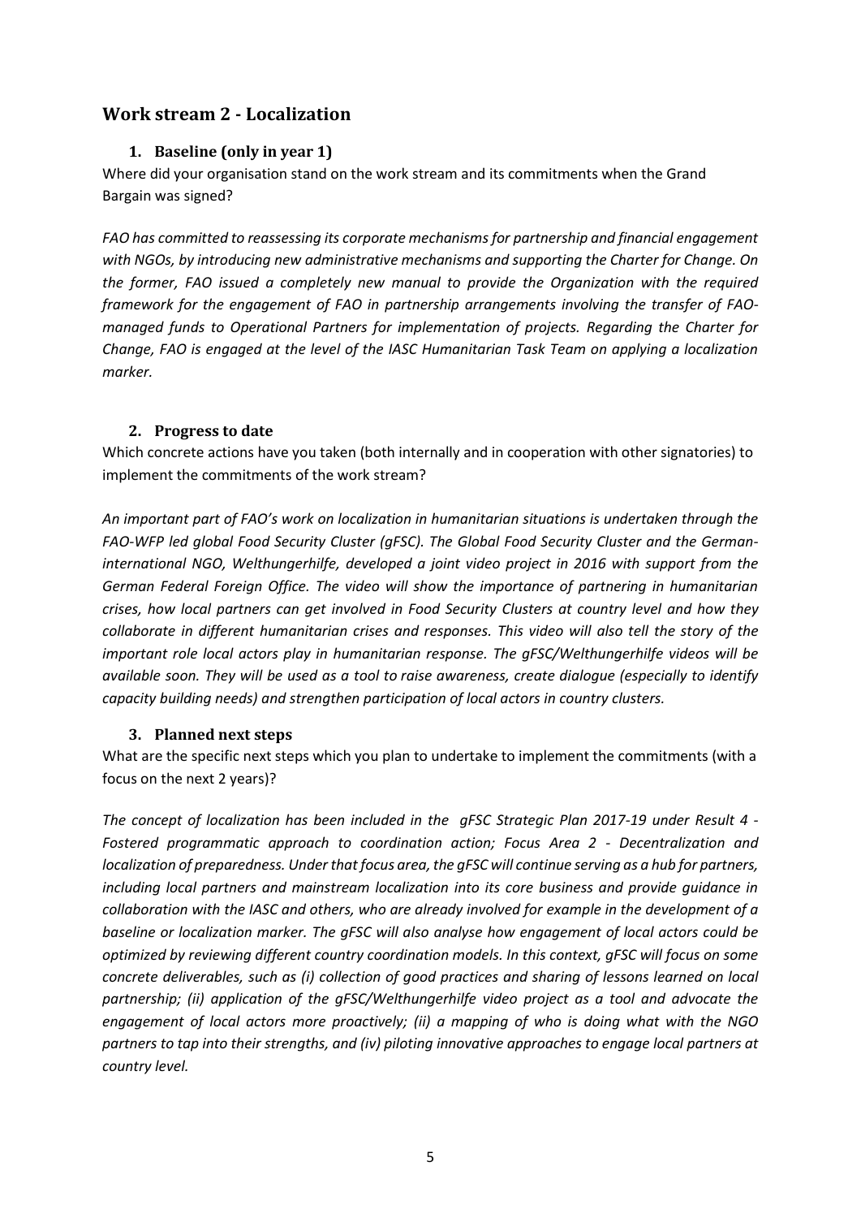## Work stream 2 - Localization

### 1. Baseline (only in year 1)

Where did your organisation stand on the work stream and its commitments when the Grand Bargain was signed?

*FAO has committed to reassessing its corporate mechanisms for partnership and financial engagement with NGOs, by introducing new administrative mechanisms and supporting the Charter for Change. On the former, FAO issued a completely new manual to provide the Organization with the required framework for the engagement of FAO in partnership arrangements involving the transfer of FAO-managed funds to Operational Partners for implementation of projects. Regarding the Charter for Change, FAO is engaged at the level of the IASC Humanitarian Task Team on applying a localization marker.*

### 2. Progress to date

Which concrete actions have you taken (both internally and in cooperation with other signatories) to implement the commitments of the work stream?

*An important part of FAO's work on localization in humanitarian situations is undertaken through the FAO-WFP led global Food Security Cluster (gFSC). The Global Food Security Cluster and the German-international NGO, Welthungerhilfe, developed a joint video project in 2016 with support from the German Federal Foreign Office. The video will show the importance of partnering in humanitarian crises, how local partners can get involved in Food Security Clusters at country level and how they collaborate in different humanitarian crises and responses. This video will also tell the story of the important role local actors play in humanitarian response. The gFSC/Welthungerhilfe videos will be available soon. They will be used as a tool to raise awareness, create dialogue (especially to identify capacity building needs) and strengthen participation of local actors in country clusters.*

### 3. Planned next steps

What are the specific next steps which you plan to undertake to implement the commitments (with a focus on the next 2 years)?

*The concept of localization has been included in the gFSC Strategic Plan 2017-19 under Result 4 - Fostered programmatic approach to coordination action; Focus Area 2 - Decentralization and localization of preparedness. Under that focus area, the gFSC will continue serving as a hub for partners, including local partners and mainstream localization into its core business and provide guidance in collaboration with the IASC and others, who are already involved for example in the development of a baseline or localization marker. The gFSC will also analyse how engagement of local actors could be optimized by reviewing different country coordination models. In this context, gFSC will focus on some concrete deliverables, such as (i) collection of good practices and sharing of lessons learned on local partnership; (ii) application of the gFSC/Welthungerhilfe video project as a tool and advocate the engagement of local actors more proactively; (ii) a mapping of who is doing what with the NGO partners to tap into their strengths, and (iv) piloting innovative approaches to engage local partners at country level.*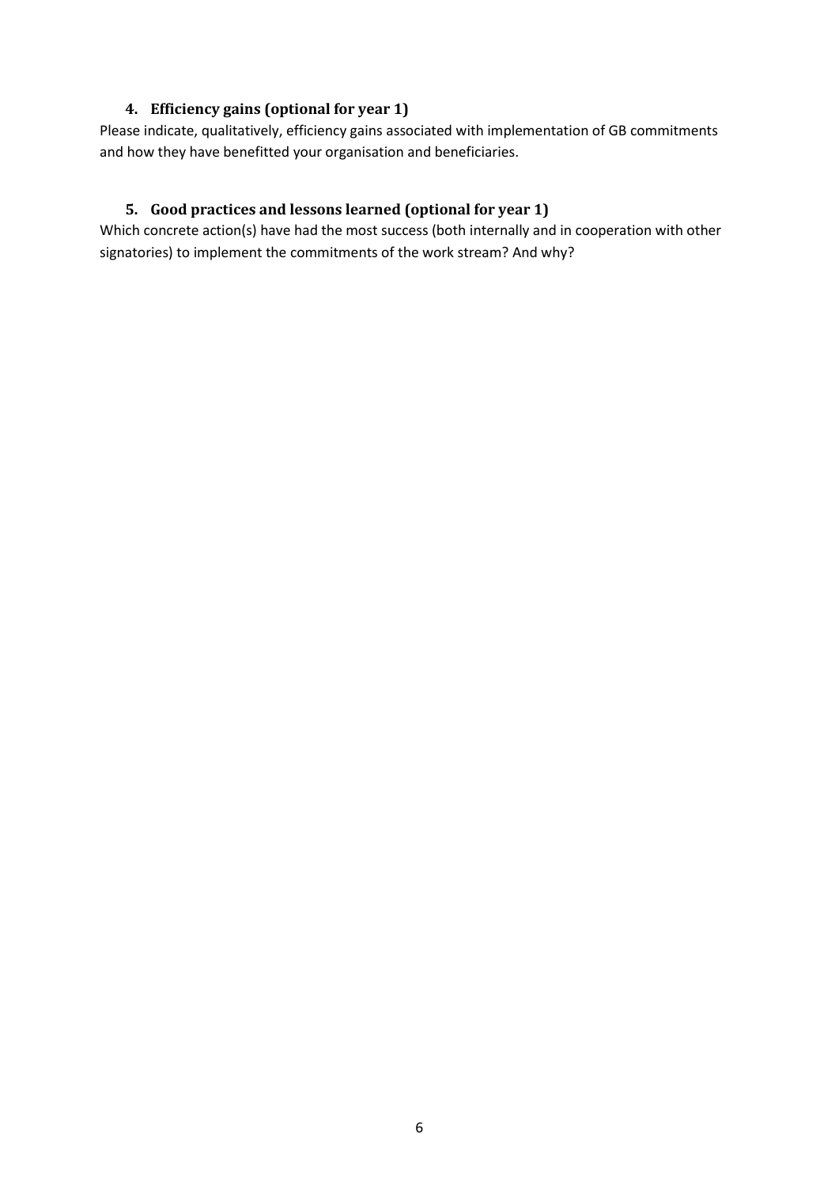## 4. Efficiency gains (optional for year 1)

Please indicate, qualitatively, efficiency gains associated with implementation of GB commitments and how they have benefitted your organisation and beneficiaries.

## 5. Good practices and lessons learned (optional for year 1)

Which concrete action(s) have had the most success (both internally and in cooperation with other signatories) to implement the commitments of the work stream? And why?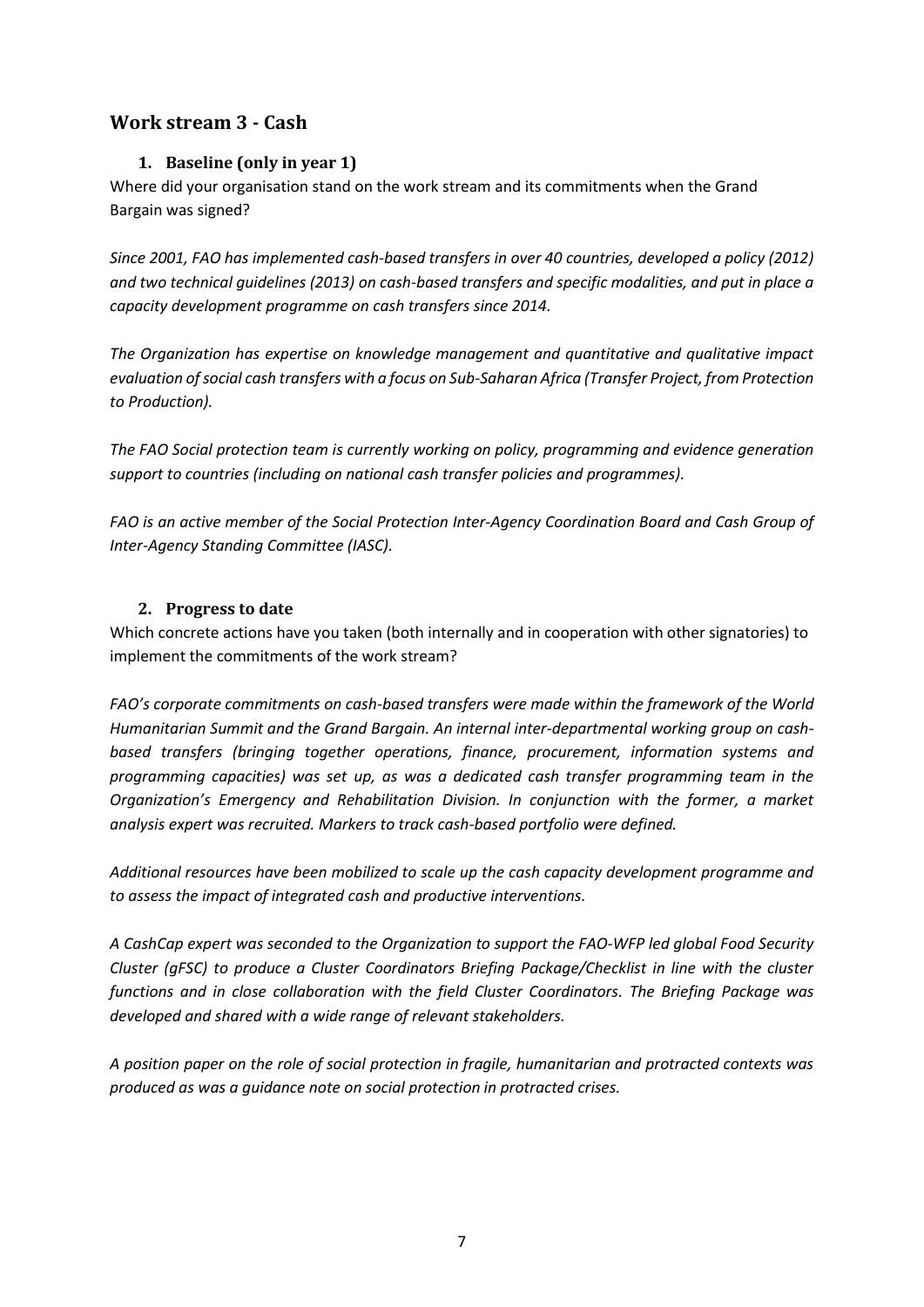## Work stream 3 - Cash

### 1. Baseline (only in year 1)

Where did your organisation stand on the work stream and its commitments when the Grand Bargain was signed?

*Since 2001, FAO has implemented cash-based transfers in over 40 countries, developed a policy (2012) and two technical guidelines (2013) on cash-based transfers and specific modalities, and put in place a capacity development programme on cash transfers since 2014.*

*The Organization has expertise on knowledge management and quantitative and qualitative impact evaluation of social cash transfers with a focus on Sub-Saharan Africa (Transfer Project, from Protection to Production).*

*The FAO Social protection team is currently working on policy, programming and evidence generation support to countries (including on national cash transfer policies and programmes).*

*FAO is an active member of the Social Protection Inter-Agency Coordination Board and Cash Group of Inter-Agency Standing Committee (IASC).*

### 2. Progress to date

Which concrete actions have you taken (both internally and in cooperation with other signatories) to implement the commitments of the work stream?

*FAO's corporate commitments on cash-based transfers were made within the framework of the World Humanitarian Summit and the Grand Bargain. An internal inter-departmental working group on cash-based transfers (bringing together operations, finance, procurement, information systems and programming capacities) was set up, as was a dedicated cash transfer programming team in the Organization's Emergency and Rehabilitation Division. In conjunction with the former, a market analysis expert was recruited. Markers to track cash-based portfolio were defined.*

*Additional resources have been mobilized to scale up the cash capacity development programme and to assess the impact of integrated cash and productive interventions.*

*A CashCap expert was seconded to the Organization to support the FAO-WFP led global Food Security Cluster (gFSC) to produce a Cluster Coordinators Briefing Package/Checklist in line with the cluster functions and in close collaboration with the field Cluster Coordinators. The Briefing Package was developed and shared with a wide range of relevant stakeholders.*

*A position paper on the role of social protection in fragile, humanitarian and protracted contexts was produced as was a guidance note on social protection in protracted crises.*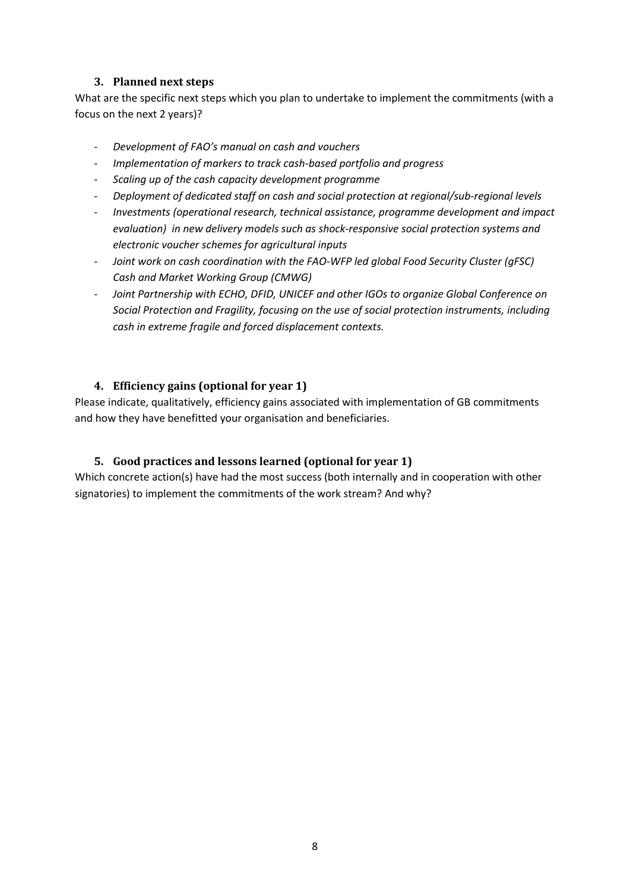### 3. Planned next steps

What are the specific next steps which you plan to undertake to implement the commitments (with a focus on the next 2 years)?

- *Development of FAO's manual on cash and vouchers*
- *Implementation of markers to track cash-based portfolio and progress*
- *Scaling up of the cash capacity development programme*
- *Deployment of dedicated staff on cash and social protection at regional/sub-regional levels*
- *Investments (operational research, technical assistance, programme development and impact evaluation) in new delivery models such as shock-responsive social protection systems and electronic voucher schemes for agricultural inputs*
- *Joint work on cash coordination with the FAO-WFP led global Food Security Cluster (gFSC) Cash and Market Working Group (CMWG)*
- *Joint Partnership with ECHO, DFID, UNICEF and other IGOs to organize Global Conference on Social Protection and Fragility, focusing on the use of social protection instruments, including cash in extreme fragile and forced displacement contexts.*

### 4. Efficiency gains (optional for year 1)

Please indicate, qualitatively, efficiency gains associated with implementation of GB commitments and how they have benefitted your organisation and beneficiaries.

### 5. Good practices and lessons learned (optional for year 1)

Which concrete action(s) have had the most success (both internally and in cooperation with other signatories) to implement the commitments of the work stream? And why?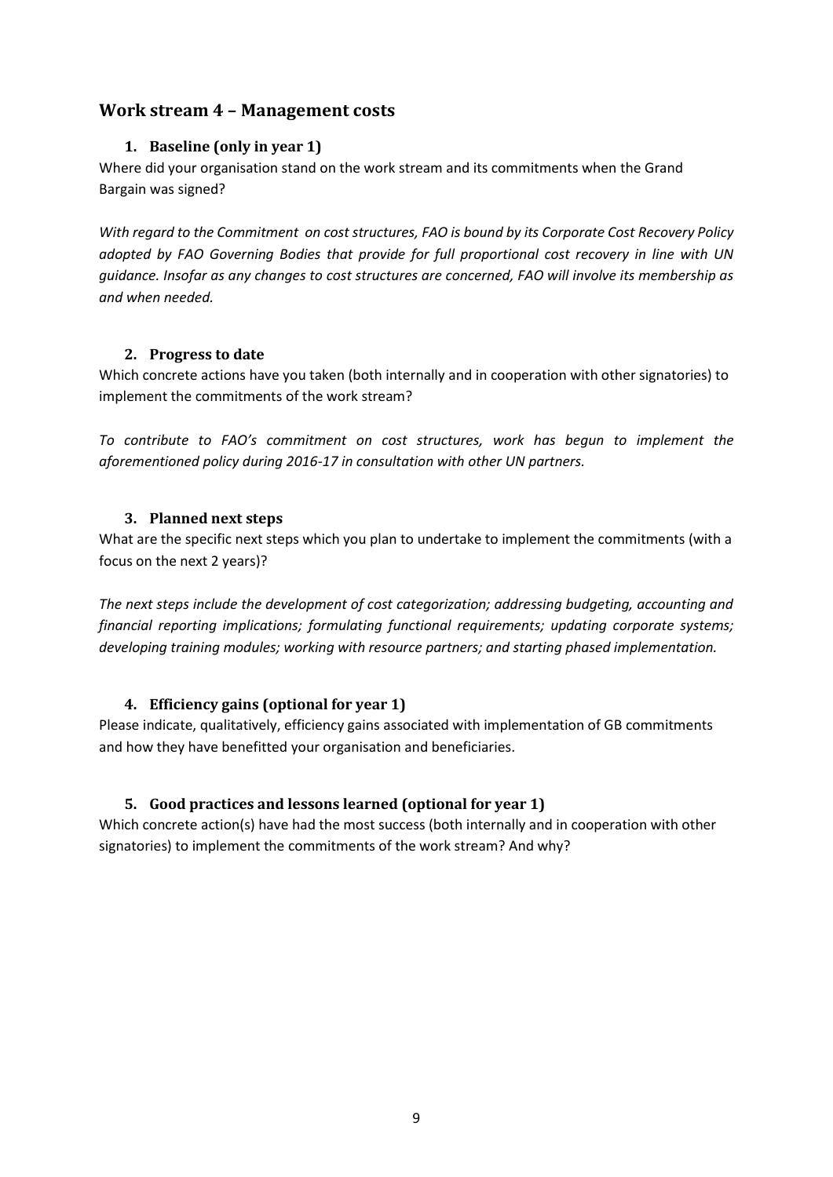## Work stream 4 – Management costs

### 1. Baseline (only in year 1)

Where did your organisation stand on the work stream and its commitments when the Grand Bargain was signed?

*With regard to the Commitment on cost structures, FAO is bound by its Corporate Cost Recovery Policy adopted by FAO Governing Bodies that provide for full proportional cost recovery in line with UN guidance. Insofar as any changes to cost structures are concerned, FAO will involve its membership as and when needed.*

### 2. Progress to date

Which concrete actions have you taken (both internally and in cooperation with other signatories) to implement the commitments of the work stream?

*To contribute to FAO's commitment on cost structures, work has begun to implement the aforementioned policy during 2016-17 in consultation with other UN partners.*

### 3. Planned next steps

What are the specific next steps which you plan to undertake to implement the commitments (with a focus on the next 2 years)?

*The next steps include the development of cost categorization; addressing budgeting, accounting and financial reporting implications; formulating functional requirements; updating corporate systems; developing training modules; working with resource partners; and starting phased implementation.*

### 4. Efficiency gains (optional for year 1)

Please indicate, qualitatively, efficiency gains associated with implementation of GB commitments and how they have benefitted your organisation and beneficiaries.

### 5. Good practices and lessons learned (optional for year 1)

Which concrete action(s) have had the most success (both internally and in cooperation with other signatories) to implement the commitments of the work stream? And why?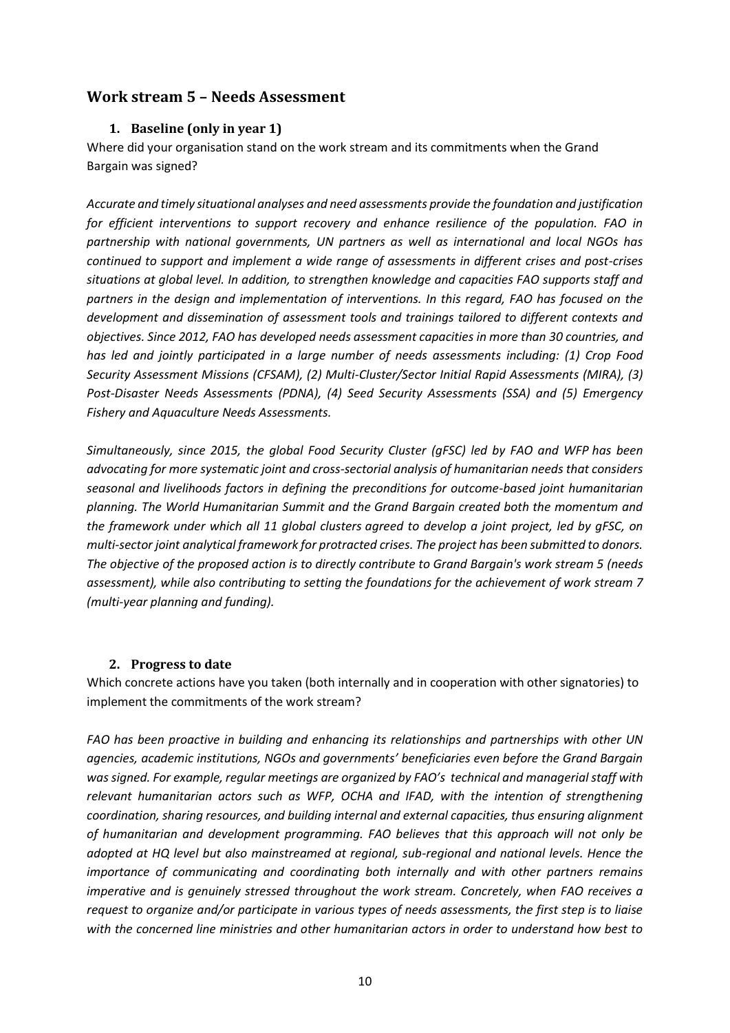## Work stream 5 – Needs Assessment

### 1. Baseline (only in year 1)

Where did your organisation stand on the work stream and its commitments when the Grand Bargain was signed?

*Accurate and timely situational analyses and need assessments provide the foundation and justification for efficient interventions to support recovery and enhance resilience of the population. FAO in partnership with national governments, UN partners as well as international and local NGOs has continued to support and implement a wide range of assessments in different crises and post-crises situations at global level. In addition, to strengthen knowledge and capacities FAO supports staff and partners in the design and implementation of interventions. In this regard, FAO has focused on the development and dissemination of assessment tools and trainings tailored to different contexts and objectives. Since 2012, FAO has developed needs assessment capacities in more than 30 countries, and has led and jointly participated in a large number of needs assessments including: (1) Crop Food Security Assessment Missions (CFSAM), (2) Multi-Cluster/Sector Initial Rapid Assessments (MIRA), (3) Post-Disaster Needs Assessments (PDNA), (4) Seed Security Assessments (SSA) and (5) Emergency Fishery and Aquaculture Needs Assessments.*

*Simultaneously, since 2015, the global Food Security Cluster (gFSC) led by FAO and WFP has been advocating for more systematic joint and cross-sectorial analysis of humanitarian needs that considers seasonal and livelihoods factors in defining the preconditions for outcome-based joint humanitarian planning. The World Humanitarian Summit and the Grand Bargain created both the momentum and the framework under which all 11 global clusters agreed to develop a joint project, led by gFSC, on multi-sector joint analytical framework for protracted crises. The project has been submitted to donors. The objective of the proposed action is to directly contribute to Grand Bargain's work stream 5 (needs assessment), while also contributing to setting the foundations for the achievement of work stream 7 (multi-year planning and funding).*

### 2. Progress to date

Which concrete actions have you taken (both internally and in cooperation with other signatories) to implement the commitments of the work stream?

*FAO has been proactive in building and enhancing its relationships and partnerships with other UN agencies, academic institutions, NGOs and governments' beneficiaries even before the Grand Bargain was signed. For example, regular meetings are organized by FAO's technical and managerial staff with relevant humanitarian actors such as WFP, OCHA and IFAD, with the intention of strengthening coordination, sharing resources, and building internal and external capacities, thus ensuring alignment of humanitarian and development programming. FAO believes that this approach will not only be adopted at HQ level but also mainstreamed at regional, sub-regional and national levels. Hence the importance of communicating and coordinating both internally and with other partners remains imperative and is genuinely stressed throughout the work stream. Concretely, when FAO receives a request to organize and/or participate in various types of needs assessments, the first step is to liaise with the concerned line ministries and other humanitarian actors in order to understand how best to*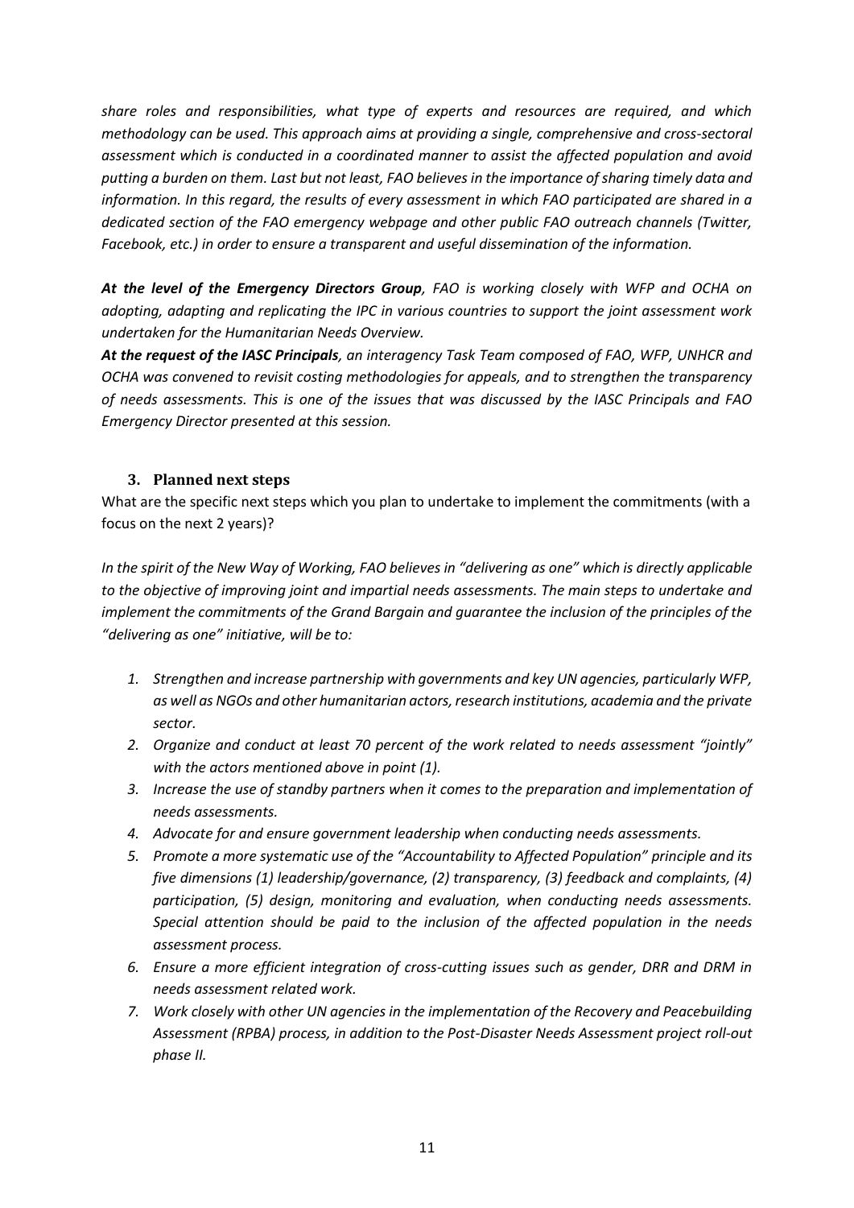*share roles and responsibilities, what type of experts and resources are required, and which methodology can be used. This approach aims at providing a single, comprehensive and cross-sectoral assessment which is conducted in a coordinated manner to assist the affected population and avoid putting a burden on them. Last but not least, FAO believes in the importance of sharing timely data and information. In this regard, the results of every assessment in which FAO participated are shared in a dedicated section of the FAO emergency webpage and other public FAO outreach channels (Twitter, Facebook, etc.) in order to ensure a transparent and useful dissemination of the information.*

***At the level of the Emergency Directors Group****, FAO is working closely with WFP and OCHA on adopting, adapting and replicating the IPC in various countries to support the joint assessment work undertaken for the Humanitarian Needs Overview.*
***At the request of the IASC Principals****, an interagency Task Team composed of FAO, WFP, UNHCR and OCHA was convened to revisit costing methodologies for appeals, and to strengthen the transparency of needs assessments. This is one of the issues that was discussed by the IASC Principals and FAO Emergency Director presented at this session.*

### 3. Planned next steps

What are the specific next steps which you plan to undertake to implement the commitments (with a focus on the next 2 years)?

*In the spirit of the New Way of Working, FAO believes in "delivering as one" which is directly applicable to the objective of improving joint and impartial needs assessments. The main steps to undertake and implement the commitments of the Grand Bargain and guarantee the inclusion of the principles of the "delivering as one" initiative, will be to:*

1. *Strengthen and increase partnership with governments and key UN agencies, particularly WFP, as well as NGOs and other humanitarian actors, research institutions, academia and the private sector.*
2. *Organize and conduct at least 70 percent of the work related to needs assessment "jointly" with the actors mentioned above in point (1).*
3. *Increase the use of standby partners when it comes to the preparation and implementation of needs assessments.*
4. *Advocate for and ensure government leadership when conducting needs assessments.*
5. *Promote a more systematic use of the "Accountability to Affected Population" principle and its five dimensions (1) leadership/governance, (2) transparency, (3) feedback and complaints, (4) participation, (5) design, monitoring and evaluation, when conducting needs assessments. Special attention should be paid to the inclusion of the affected population in the needs assessment process.*
6. *Ensure a more efficient integration of cross-cutting issues such as gender, DRR and DRM in needs assessment related work.*
7. *Work closely with other UN agencies in the implementation of the Recovery and Peacebuilding Assessment (RPBA) process, in addition to the Post-Disaster Needs Assessment project roll-out phase II.*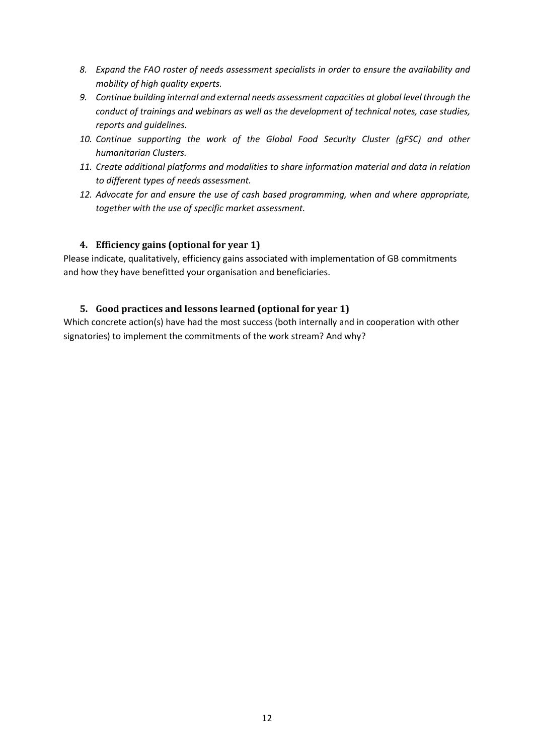8. *Expand the FAO roster of needs assessment specialists in order to ensure the availability and mobility of high quality experts.*
9. *Continue building internal and external needs assessment capacities at global level through the conduct of trainings and webinars as well as the development of technical notes, case studies, reports and guidelines.*
10. *Continue supporting the work of the Global Food Security Cluster (gFSC) and other humanitarian Clusters.*
11. *Create additional platforms and modalities to share information material and data in relation to different types of needs assessment.*
12. *Advocate for and ensure the use of cash based programming, when and where appropriate, together with the use of specific market assessment.*

### 4. Efficiency gains (optional for year 1)

Please indicate, qualitatively, efficiency gains associated with implementation of GB commitments and how they have benefitted your organisation and beneficiaries.

### 5. Good practices and lessons learned (optional for year 1)

Which concrete action(s) have had the most success (both internally and in cooperation with other signatories) to implement the commitments of the work stream? And why?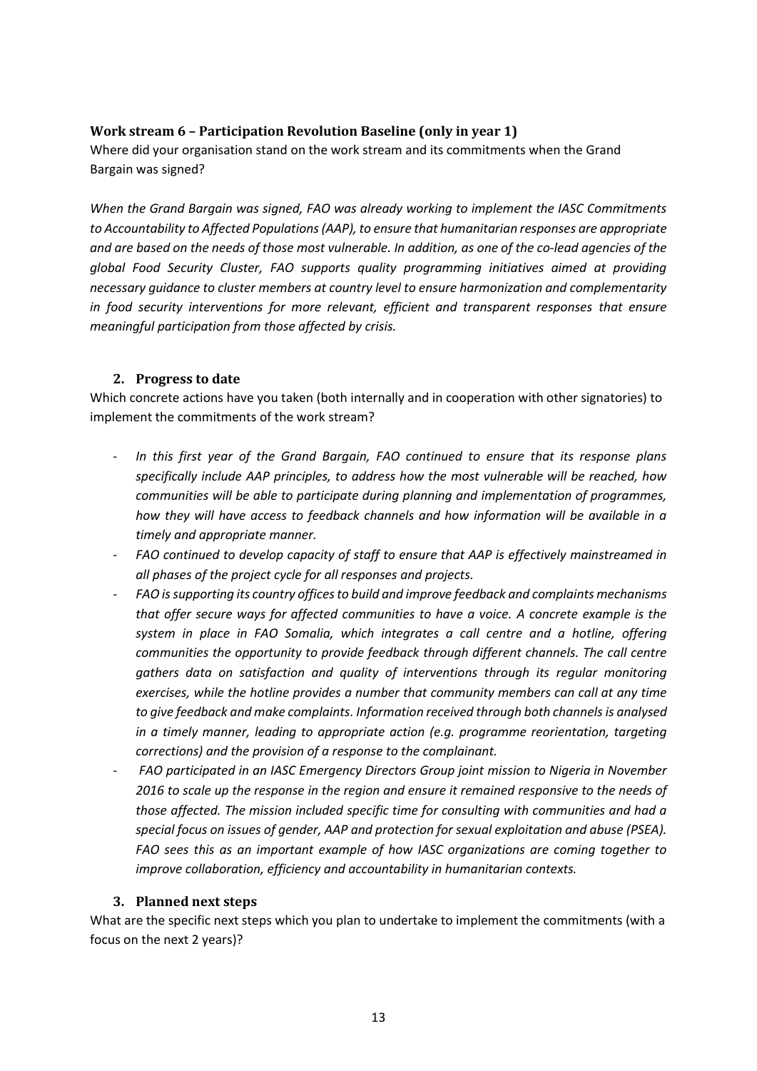### Work stream 6 – Participation Revolution Baseline (only in year 1)

Where did your organisation stand on the work stream and its commitments when the Grand Bargain was signed?

*When the Grand Bargain was signed, FAO was already working to implement the IASC Commitments to Accountability to Affected Populations (AAP), to ensure that humanitarian responses are appropriate and are based on the needs of those most vulnerable. In addition, as one of the co-lead agencies of the global Food Security Cluster, FAO supports quality programming initiatives aimed at providing necessary guidance to cluster members at country level to ensure harmonization and complementarity in food security interventions for more relevant, efficient and transparent responses that ensure meaningful participation from those affected by crisis.*

### 2. Progress to date

Which concrete actions have you taken (both internally and in cooperation with other signatories) to implement the commitments of the work stream?

- *In this first year of the Grand Bargain, FAO continued to ensure that its response plans specifically include AAP principles, to address how the most vulnerable will be reached, how communities will be able to participate during planning and implementation of programmes, how they will have access to feedback channels and how information will be available in a timely and appropriate manner.*
- *FAO continued to develop capacity of staff to ensure that AAP is effectively mainstreamed in all phases of the project cycle for all responses and projects.*
- *FAO is supporting its country offices to build and improve feedback and complaints mechanisms that offer secure ways for affected communities to have a voice. A concrete example is the system in place in FAO Somalia, which integrates a call centre and a hotline, offering communities the opportunity to provide feedback through different channels. The call centre gathers data on satisfaction and quality of interventions through its regular monitoring exercises, while the hotline provides a number that community members can call at any time to give feedback and make complaints. Information received through both channels is analysed in a timely manner, leading to appropriate action (e.g. programme reorientation, targeting corrections) and the provision of a response to the complainant.*
- *FAO participated in an IASC Emergency Directors Group joint mission to Nigeria in November 2016 to scale up the response in the region and ensure it remained responsive to the needs of those affected. The mission included specific time for consulting with communities and had a special focus on issues of gender, AAP and protection for sexual exploitation and abuse (PSEA). FAO sees this as an important example of how IASC organizations are coming together to improve collaboration, efficiency and accountability in humanitarian contexts.*

### 3. Planned next steps

What are the specific next steps which you plan to undertake to implement the commitments (with a focus on the next 2 years)?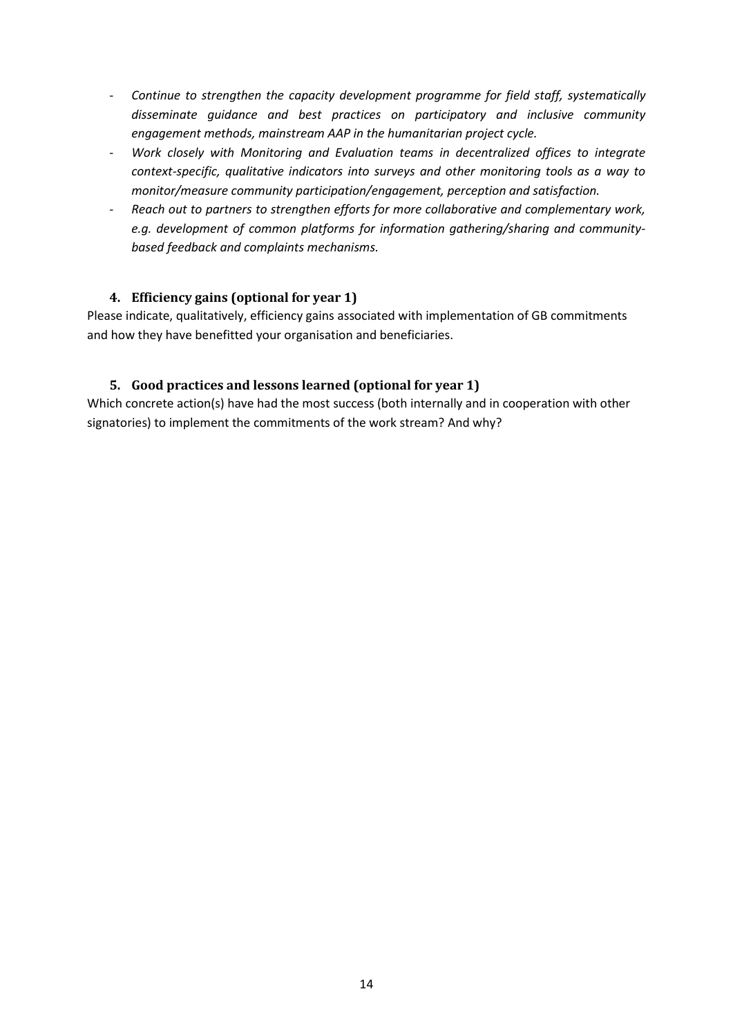- *Continue to strengthen the capacity development programme for field staff, systematically disseminate guidance and best practices on participatory and inclusive community engagement methods, mainstream AAP in the humanitarian project cycle.*
- *Work closely with Monitoring and Evaluation teams in decentralized offices to integrate context-specific, qualitative indicators into surveys and other monitoring tools as a way to monitor/measure community participation/engagement, perception and satisfaction.*
- *Reach out to partners to strengthen efforts for more collaborative and complementary work, e.g. development of common platforms for information gathering/sharing and community-based feedback and complaints mechanisms.*

### 4. Efficiency gains (optional for year 1)

Please indicate, qualitatively, efficiency gains associated with implementation of GB commitments and how they have benefitted your organisation and beneficiaries.

### 5. Good practices and lessons learned (optional for year 1)

Which concrete action(s) have had the most success (both internally and in cooperation with other signatories) to implement the commitments of the work stream? And why?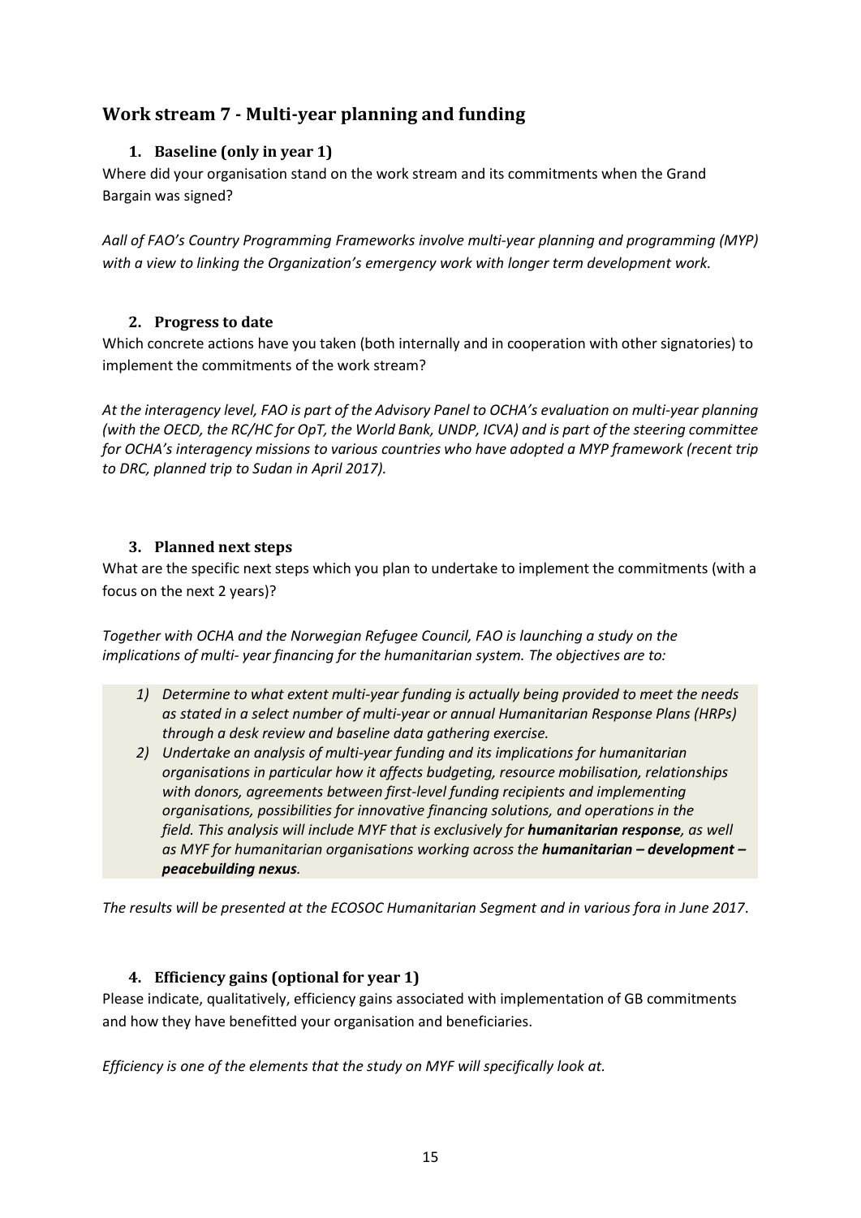## Work stream 7 - Multi-year planning and funding

### 1. Baseline (only in year 1)

Where did your organisation stand on the work stream and its commitments when the Grand Bargain was signed?

*Aall of FAO's Country Programming Frameworks involve multi-year planning and programming (MYP) with a view to linking the Organization's emergency work with longer term development work.*

### 2. Progress to date

Which concrete actions have you taken (both internally and in cooperation with other signatories) to implement the commitments of the work stream?

*At the interagency level, FAO is part of the Advisory Panel to OCHA's evaluation on multi-year planning (with the OECD, the RC/HC for OpT, the World Bank, UNDP, ICVA) and is part of the steering committee for OCHA's interagency missions to various countries who have adopted a MYP framework (recent trip to DRC, planned trip to Sudan in April 2017).*

### 3. Planned next steps

What are the specific next steps which you plan to undertake to implement the commitments (with a focus on the next 2 years)?

*Together with OCHA and the Norwegian Refugee Council, FAO is launching a study on the implications of multi- year financing for the humanitarian system. The objectives are to:*

1) *Determine to what extent multi-year funding is actually being provided to meet the needs as stated in a select number of multi-year or annual Humanitarian Response Plans (HRPs) through a desk review and baseline data gathering exercise.*
2) *Undertake an analysis of multi-year funding and its implications for humanitarian organisations in particular how it affects budgeting, resource mobilisation, relationships with donors, agreements between first-level funding recipients and implementing organisations, possibilities for innovative financing solutions, and operations in the field. This analysis will include MYF that is exclusively for **humanitarian response**, as well as MYF for humanitarian organisations working across the **humanitarian – development – peacebuilding nexus**.*

*The results will be presented at the ECOSOC Humanitarian Segment and in various fora in June 2017*.

### 4. Efficiency gains (optional for year 1)

Please indicate, qualitatively, efficiency gains associated with implementation of GB commitments and how they have benefitted your organisation and beneficiaries.

*Efficiency is one of the elements that the study on MYF will specifically look at.*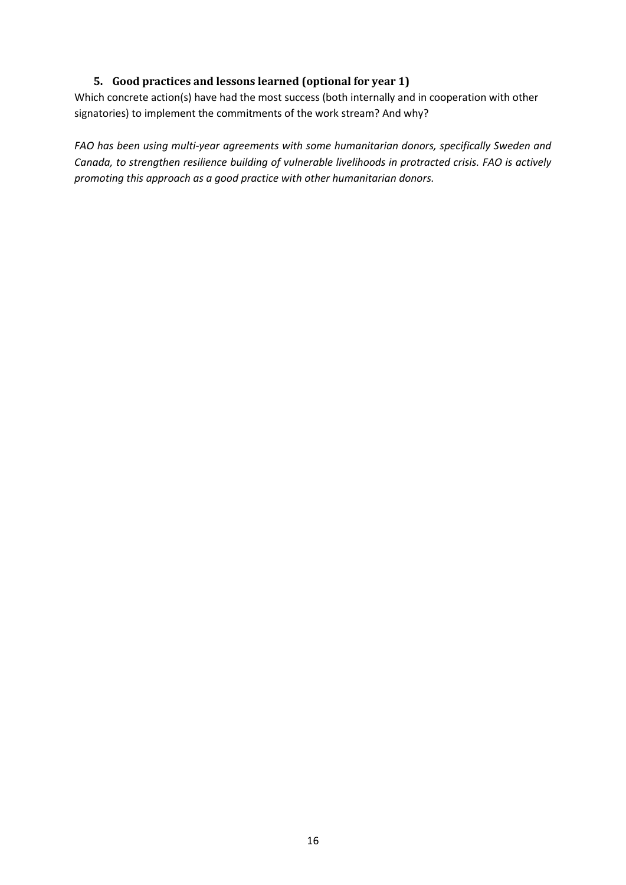### 5. Good practices and lessons learned (optional for year 1)

Which concrete action(s) have had the most success (both internally and in cooperation with other signatories) to implement the commitments of the work stream? And why?

*FAO has been using multi-year agreements with some humanitarian donors, specifically Sweden and Canada, to strengthen resilience building of vulnerable livelihoods in protracted crisis. FAO is actively promoting this approach as a good practice with other humanitarian donors.*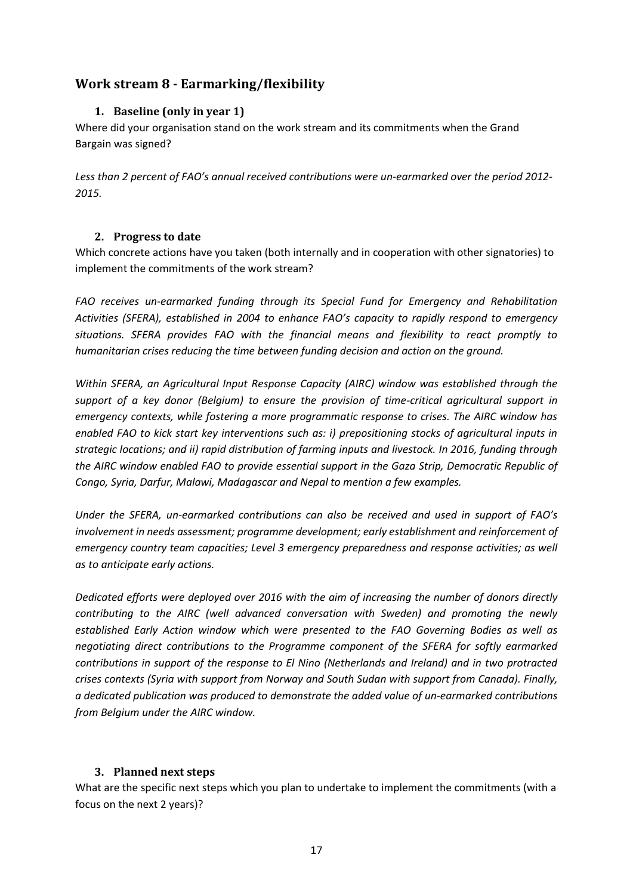## Work stream 8 - Earmarking/flexibility

### 1. Baseline (only in year 1)

Where did your organisation stand on the work stream and its commitments when the Grand Bargain was signed?

*Less than 2 percent of FAO's annual received contributions were un-earmarked over the period 2012-2015.*

### 2. Progress to date

Which concrete actions have you taken (both internally and in cooperation with other signatories) to implement the commitments of the work stream?

*FAO receives un-earmarked funding through its Special Fund for Emergency and Rehabilitation Activities (SFERA), established in 2004 to enhance FAO's capacity to rapidly respond to emergency situations. SFERA provides FAO with the financial means and flexibility to react promptly to humanitarian crises reducing the time between funding decision and action on the ground.*

*Within SFERA, an Agricultural Input Response Capacity (AIRC) window was established through the support of a key donor (Belgium) to ensure the provision of time-critical agricultural support in emergency contexts, while fostering a more programmatic response to crises. The AIRC window has enabled FAO to kick start key interventions such as: i) prepositioning stocks of agricultural inputs in strategic locations; and ii) rapid distribution of farming inputs and livestock. In 2016, funding through the AIRC window enabled FAO to provide essential support in the Gaza Strip, Democratic Republic of Congo, Syria, Darfur, Malawi, Madagascar and Nepal to mention a few examples.*

*Under the SFERA, un-earmarked contributions can also be received and used in support of FAO's involvement in needs assessment; programme development; early establishment and reinforcement of emergency country team capacities; Level 3 emergency preparedness and response activities; as well as to anticipate early actions.*

*Dedicated efforts were deployed over 2016 with the aim of increasing the number of donors directly contributing to the AIRC (well advanced conversation with Sweden) and promoting the newly established Early Action window which were presented to the FAO Governing Bodies as well as negotiating direct contributions to the Programme component of the SFERA for softly earmarked contributions in support of the response to El Nino (Netherlands and Ireland) and in two protracted crises contexts (Syria with support from Norway and South Sudan with support from Canada). Finally, a dedicated publication was produced to demonstrate the added value of un-earmarked contributions from Belgium under the AIRC window.*

### 3. Planned next steps

What are the specific next steps which you plan to undertake to implement the commitments (with a focus on the next 2 years)?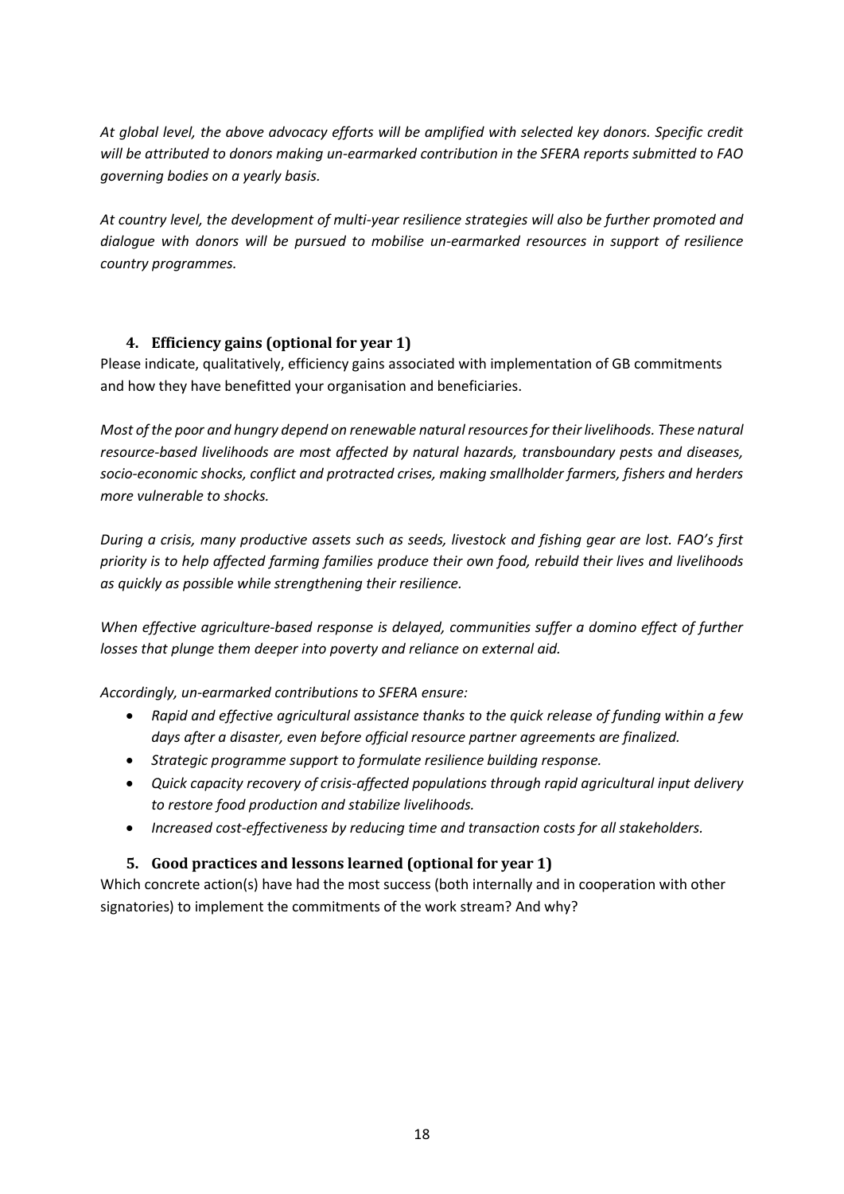*At global level, the above advocacy efforts will be amplified with selected key donors. Specific credit will be attributed to donors making un-earmarked contribution in the SFERA reports submitted to FAO governing bodies on a yearly basis.*

*At country level, the development of multi-year resilience strategies will also be further promoted and dialogue with donors will be pursued to mobilise un-earmarked resources in support of resilience country programmes.*

### 4. Efficiency gains (optional for year 1)

Please indicate, qualitatively, efficiency gains associated with implementation of GB commitments and how they have benefitted your organisation and beneficiaries.

*Most of the poor and hungry depend on renewable natural resources for their livelihoods. These natural resource-based livelihoods are most affected by natural hazards, transboundary pests and diseases, socio-economic shocks, conflict and protracted crises, making smallholder farmers, fishers and herders more vulnerable to shocks.*

*During a crisis, many productive assets such as seeds, livestock and fishing gear are lost. FAO's first priority is to help affected farming families produce their own food, rebuild their lives and livelihoods as quickly as possible while strengthening their resilience.*

*When effective agriculture-based response is delayed, communities suffer a domino effect of further losses that plunge them deeper into poverty and reliance on external aid.*

*Accordingly, un-earmarked contributions to SFERA ensure:*

- *Rapid and effective agricultural assistance thanks to the quick release of funding within a few days after a disaster, even before official resource partner agreements are finalized.*
- *Strategic programme support to formulate resilience building response.*
- *Quick capacity recovery of crisis-affected populations through rapid agricultural input delivery to restore food production and stabilize livelihoods.*
- *Increased cost-effectiveness by reducing time and transaction costs for all stakeholders.*

### 5. Good practices and lessons learned (optional for year 1)

Which concrete action(s) have had the most success (both internally and in cooperation with other signatories) to implement the commitments of the work stream? And why?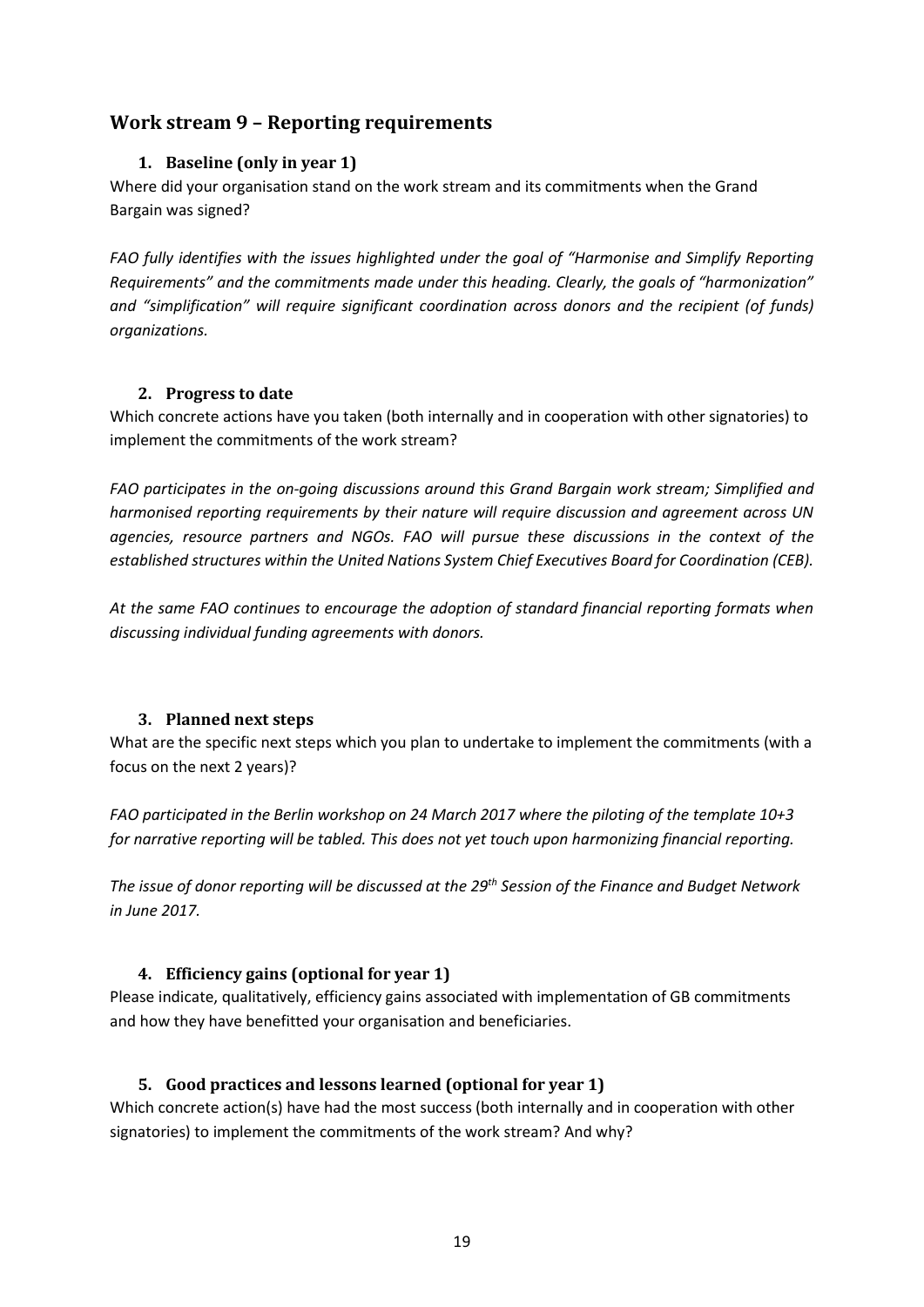## Work stream 9 – Reporting requirements

### 1. Baseline (only in year 1)

Where did your organisation stand on the work stream and its commitments when the Grand Bargain was signed?

*FAO fully identifies with the issues highlighted under the goal of "Harmonise and Simplify Reporting Requirements" and the commitments made under this heading. Clearly, the goals of "harmonization" and "simplification" will require significant coordination across donors and the recipient (of funds) organizations.*

### 2. Progress to date

Which concrete actions have you taken (both internally and in cooperation with other signatories) to implement the commitments of the work stream?

*FAO participates in the on-going discussions around this Grand Bargain work stream; Simplified and harmonised reporting requirements by their nature will require discussion and agreement across UN agencies, resource partners and NGOs. FAO will pursue these discussions in the context of the established structures within the United Nations System Chief Executives Board for Coordination (CEB).*

*At the same FAO continues to encourage the adoption of standard financial reporting formats when discussing individual funding agreements with donors.*

### 3. Planned next steps

What are the specific next steps which you plan to undertake to implement the commitments (with a focus on the next 2 years)?

*FAO participated in the Berlin workshop on 24 March 2017 where the piloting of the template 10+3 for narrative reporting will be tabled. This does not yet touch upon harmonizing financial reporting.*

*The issue of donor reporting will be discussed at the 29th Session of the Finance and Budget Network in June 2017.*

### 4. Efficiency gains (optional for year 1)

Please indicate, qualitatively, efficiency gains associated with implementation of GB commitments and how they have benefitted your organisation and beneficiaries.

### 5. Good practices and lessons learned (optional for year 1)

Which concrete action(s) have had the most success (both internally and in cooperation with other signatories) to implement the commitments of the work stream? And why?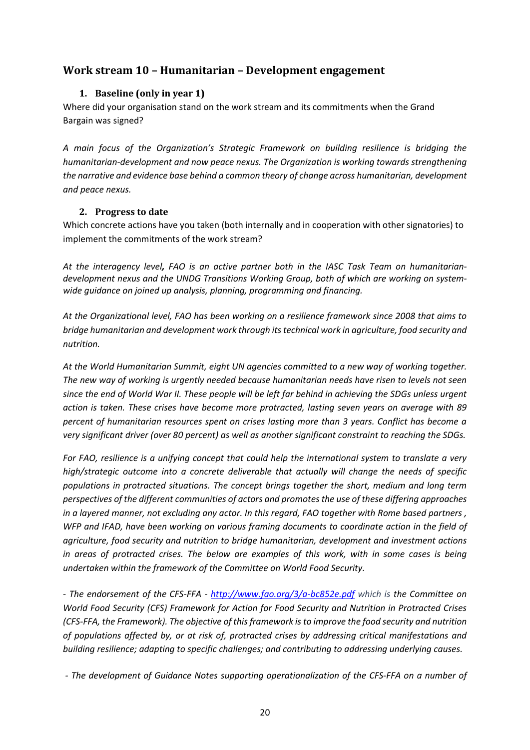## Work stream 10 – Humanitarian – Development engagement

### 1. Baseline (only in year 1)

Where did your organisation stand on the work stream and its commitments when the Grand Bargain was signed?

*A main focus of the Organization's Strategic Framework on building resilience is bridging the humanitarian-development and now peace nexus. The Organization is working towards strengthening the narrative and evidence base behind a common theory of change across humanitarian, development and peace nexus.*

### 2. Progress to date

Which concrete actions have you taken (both internally and in cooperation with other signatories) to implement the commitments of the work stream?

*At the interagency level, FAO is an active partner both in the IASC Task Team on humanitarian-development nexus and the UNDG Transitions Working Group, both of which are working on system-wide guidance on joined up analysis, planning, programming and financing.*

*At the Organizational level, FAO has been working on a resilience framework since 2008 that aims to bridge humanitarian and development work through its technical work in agriculture, food security and nutrition.*

*At the World Humanitarian Summit, eight UN agencies committed to a new way of working together. The new way of working is urgently needed because humanitarian needs have risen to levels not seen since the end of World War II. These people will be left far behind in achieving the SDGs unless urgent action is taken. These crises have become more protracted, lasting seven years on average with 89 percent of humanitarian resources spent on crises lasting more than 3 years. Conflict has become a very significant driver (over 80 percent) as well as another significant constraint to reaching the SDGs.*

*For FAO, resilience is a unifying concept that could help the international system to translate a very high/strategic outcome into a concrete deliverable that actually will change the needs of specific populations in protracted situations. The concept brings together the short, medium and long term perspectives of the different communities of actors and promotes the use of these differing approaches in a layered manner, not excluding any actor. In this regard, FAO together with Rome based partners , WFP and IFAD, have been working on various framing documents to coordinate action in the field of agriculture, food security and nutrition to bridge humanitarian, development and investment actions in areas of protracted crises. The below are examples of this work, with in some cases is being undertaken within the framework of the Committee on World Food Security.*

*- The endorsement of the CFS-FFA - [http://www.fao.org/3/a-bc852e.pdf](http://www.fao.org/3/a-bc852e.pdf) which is the Committee on World Food Security (CFS) Framework for Action for Food Security and Nutrition in Protracted Crises (CFS-FFA, the Framework). The objective of this framework is to improve the food security and nutrition of populations affected by, or at risk of, protracted crises by addressing critical manifestations and building resilience; adapting to specific challenges; and contributing to addressing underlying causes.*

*- The development of Guidance Notes supporting operationalization of the CFS-FFA on a number of*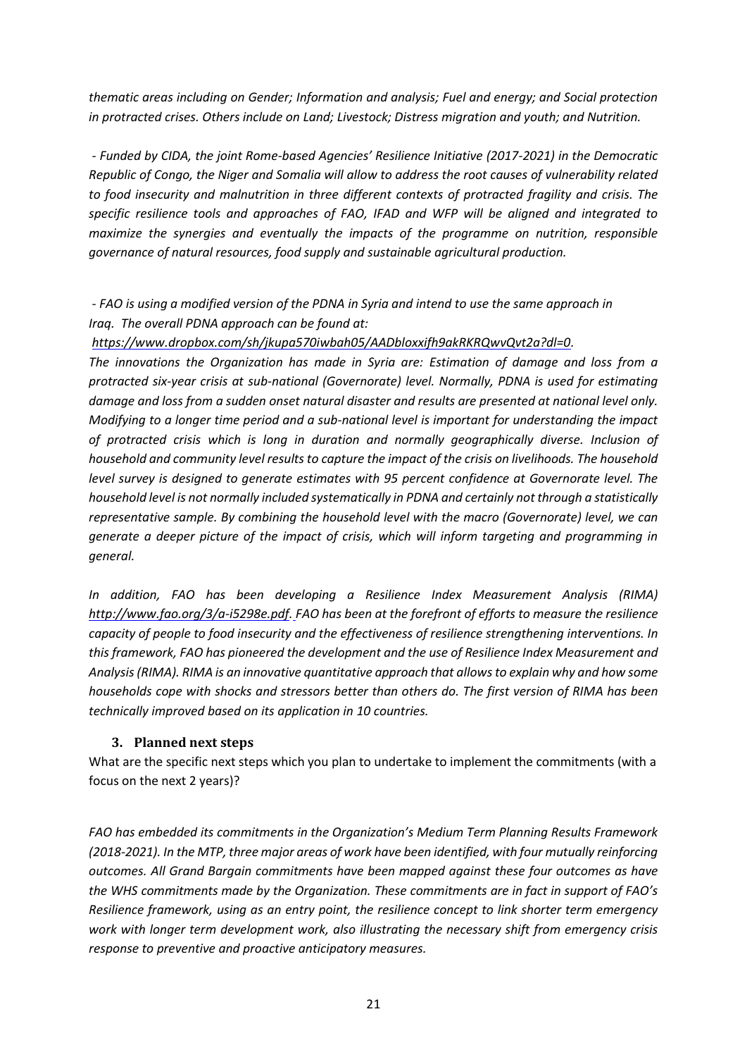*thematic areas including on Gender; Information and analysis; Fuel and energy; and Social protection in protracted crises. Others include on Land; Livestock; Distress migration and youth; and Nutrition.*

*- Funded by CIDA, the joint Rome-based Agencies' Resilience Initiative (2017-2021) in the Democratic Republic of Congo, the Niger and Somalia will allow to address the root causes of vulnerability related to food insecurity and malnutrition in three different contexts of protracted fragility and crisis. The specific resilience tools and approaches of FAO, IFAD and WFP will be aligned and integrated to maximize the synergies and eventually the impacts of the programme on nutrition, responsible governance of natural resources, food supply and sustainable agricultural production.*

*- FAO is using a modified version of the PDNA in Syria and intend to use the same approach in Iraq. The overall PDNA approach can be found at:*

*https://www.dropbox.com/sh/jkupa570iwbah05/AADbloxxifh9akRKRQwvQvt2a?dl=0.*

*The innovations the Organization has made in Syria are: Estimation of damage and loss from a protracted six-year crisis at sub-national (Governorate) level. Normally, PDNA is used for estimating damage and loss from a sudden onset natural disaster and results are presented at national level only. Modifying to a longer time period and a sub-national level is important for understanding the impact of protracted crisis which is long in duration and normally geographically diverse. Inclusion of household and community level results to capture the impact of the crisis on livelihoods. The household level survey is designed to generate estimates with 95 percent confidence at Governorate level. The household level is not normally included systematically in PDNA and certainly not through a statistically representative sample. By combining the household level with the macro (Governorate) level, we can generate a deeper picture of the impact of crisis, which will inform targeting and programming in general.*

*In addition, FAO has been developing a Resilience Index Measurement Analysis (RIMA) http://www.fao.org/3/a-i5298e.pdf. FAO has been at the forefront of efforts to measure the resilience capacity of people to food insecurity and the effectiveness of resilience strengthening interventions. In this framework, FAO has pioneered the development and the use of Resilience Index Measurement and Analysis (RIMA). RIMA is an innovative quantitative approach that allows to explain why and how some households cope with shocks and stressors better than others do. The first version of RIMA has been technically improved based on its application in 10 countries.*

### 3. Planned next steps

What are the specific next steps which you plan to undertake to implement the commitments (with a focus on the next 2 years)?

*FAO has embedded its commitments in the Organization's Medium Term Planning Results Framework (2018-2021). In the MTP, three major areas of work have been identified, with four mutually reinforcing outcomes. All Grand Bargain commitments have been mapped against these four outcomes as have the WHS commitments made by the Organization. These commitments are in fact in support of FAO's Resilience framework, using as an entry point, the resilience concept to link shorter term emergency work with longer term development work, also illustrating the necessary shift from emergency crisis response to preventive and proactive anticipatory measures.*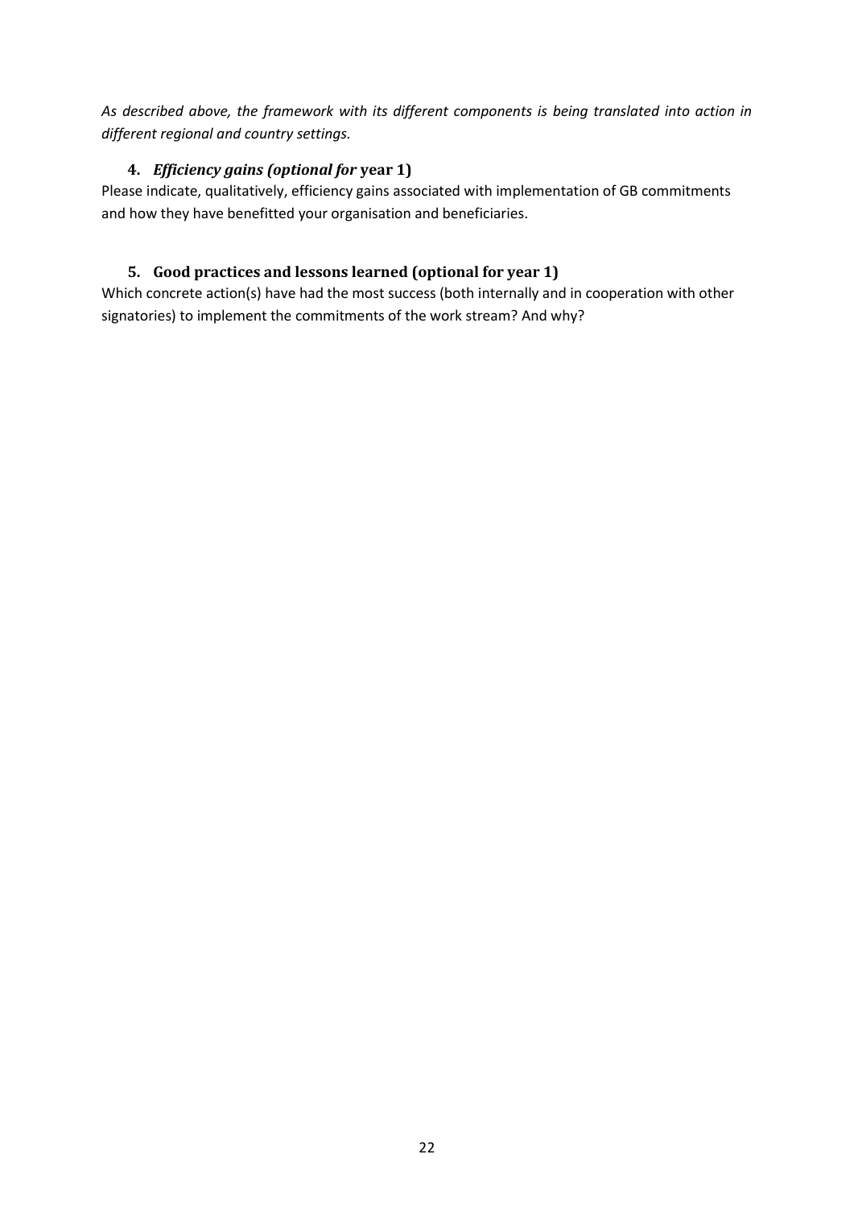*As described above, the framework with its different components is being translated into action in different regional and country settings.*

### 4. *Efficiency gains (optional for* year 1)

Please indicate, qualitatively, efficiency gains associated with implementation of GB commitments and how they have benefitted your organisation and beneficiaries.

### 5. Good practices and lessons learned (optional for year 1)

Which concrete action(s) have had the most success (both internally and in cooperation with other signatories) to implement the commitments of the work stream? And why?